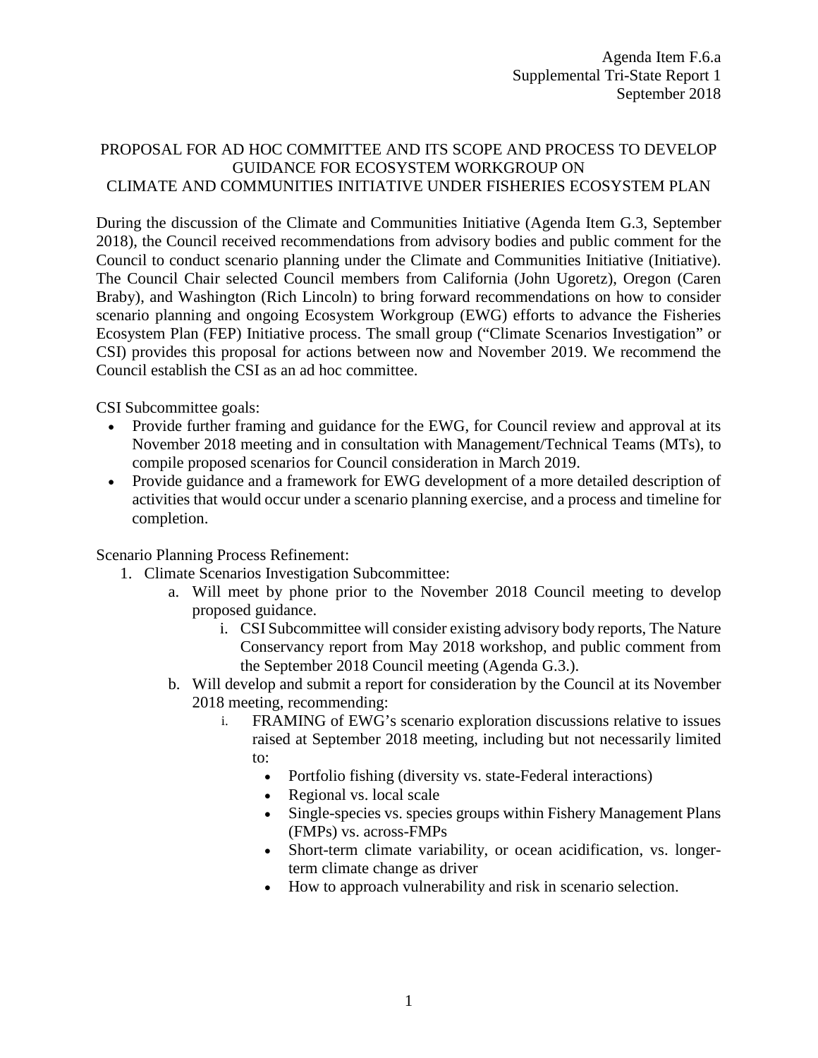Agenda Item F.6.a
Supplemental Tri-State Report 1
September 2018

# PROPOSAL FOR AD HOC COMMITTEE AND ITS SCOPE AND PROCESS TO DEVELOP GUIDANCE FOR ECOSYSTEM WORKGROUP ON CLIMATE AND COMMUNITIES INITIATIVE UNDER FISHERIES ECOSYSTEM PLAN

During the discussion of the Climate and Communities Initiative (Agenda Item G.3, September 2018), the Council received recommendations from advisory bodies and public comment for the Council to conduct scenario planning under the Climate and Communities Initiative (Initiative). The Council Chair selected Council members from California (John Ugoretz), Oregon (Caren Braby), and Washington (Rich Lincoln) to bring forward recommendations on how to consider scenario planning and ongoing Ecosystem Workgroup (EWG) efforts to advance the Fisheries Ecosystem Plan (FEP) Initiative process. The small group ("Climate Scenarios Investigation" or CSI) provides this proposal for actions between now and November 2019. We recommend the Council establish the CSI as an ad hoc committee.

CSI Subcommittee goals:

- Provide further framing and guidance for the EWG, for Council review and approval at its November 2018 meeting and in consultation with Management/Technical Teams (MTs), to compile proposed scenarios for Council consideration in March 2019.
- Provide guidance and a framework for EWG development of a more detailed description of activities that would occur under a scenario planning exercise, and a process and timeline for completion.

Scenario Planning Process Refinement:

1. Climate Scenarios Investigation Subcommittee:
   a. Will meet by phone prior to the November 2018 Council meeting to develop proposed guidance.
      i. CSI Subcommittee will consider existing advisory body reports, The Nature Conservancy report from May 2018 workshop, and public comment from the September 2018 Council meeting (Agenda G.3.).
   b. Will develop and submit a report for consideration by the Council at its November 2018 meeting, recommending:
      i. FRAMING of EWG's scenario exploration discussions relative to issues raised at September 2018 meeting, including but not necessarily limited to:
         - Portfolio fishing (diversity vs. state-Federal interactions)
         - Regional vs. local scale
         - Single-species vs. species groups within Fishery Management Plans (FMPs) vs. across-FMPs
         - Short-term climate variability, or ocean acidification, vs. longer-term climate change as driver
         - How to approach vulnerability and risk in scenario selection.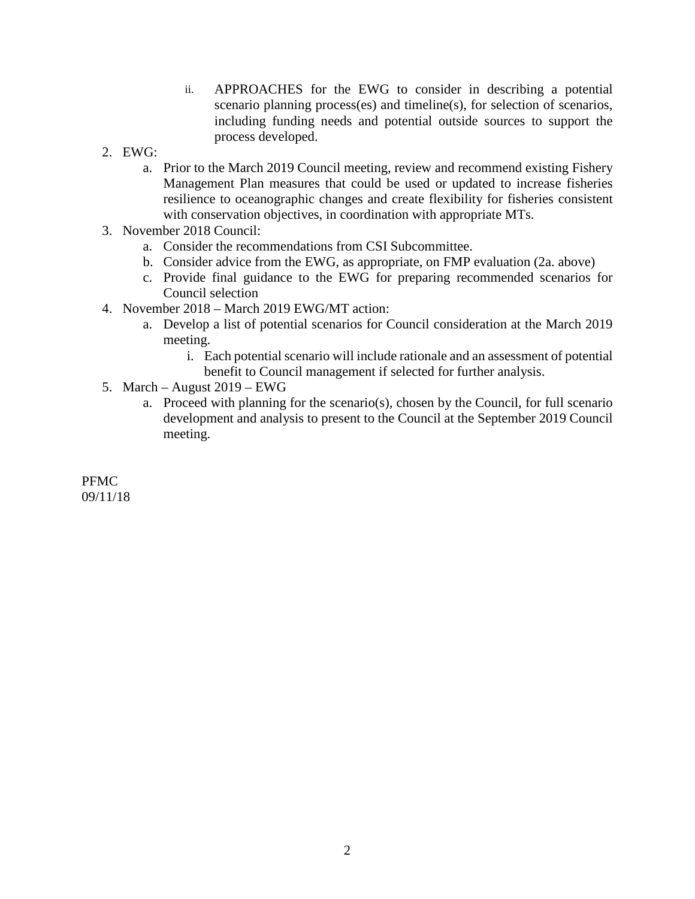ii. APPROACHES for the EWG to consider in describing a potential scenario planning process(es) and timeline(s), for selection of scenarios, including funding needs and potential outside sources to support the process developed.

2. EWG:
   a. Prior to the March 2019 Council meeting, review and recommend existing Fishery Management Plan measures that could be used or updated to increase fisheries resilience to oceanographic changes and create flexibility for fisheries consistent with conservation objectives, in coordination with appropriate MTs.
3. November 2018 Council:
   a. Consider the recommendations from CSI Subcommittee.
   b. Consider advice from the EWG, as appropriate, on FMP evaluation (2a. above)
   c. Provide final guidance to the EWG for preparing recommended scenarios for Council selection
4. November 2018 – March 2019 EWG/MT action:
   a. Develop a list of potential scenarios for Council consideration at the March 2019 meeting.
      i. Each potential scenario will include rationale and an assessment of potential benefit to Council management if selected for further analysis.
5. March – August 2019 – EWG
   a. Proceed with planning for the scenario(s), chosen by the Council, for full scenario development and analysis to present to the Council at the September 2019 Council meeting.

PFMC
09/11/18